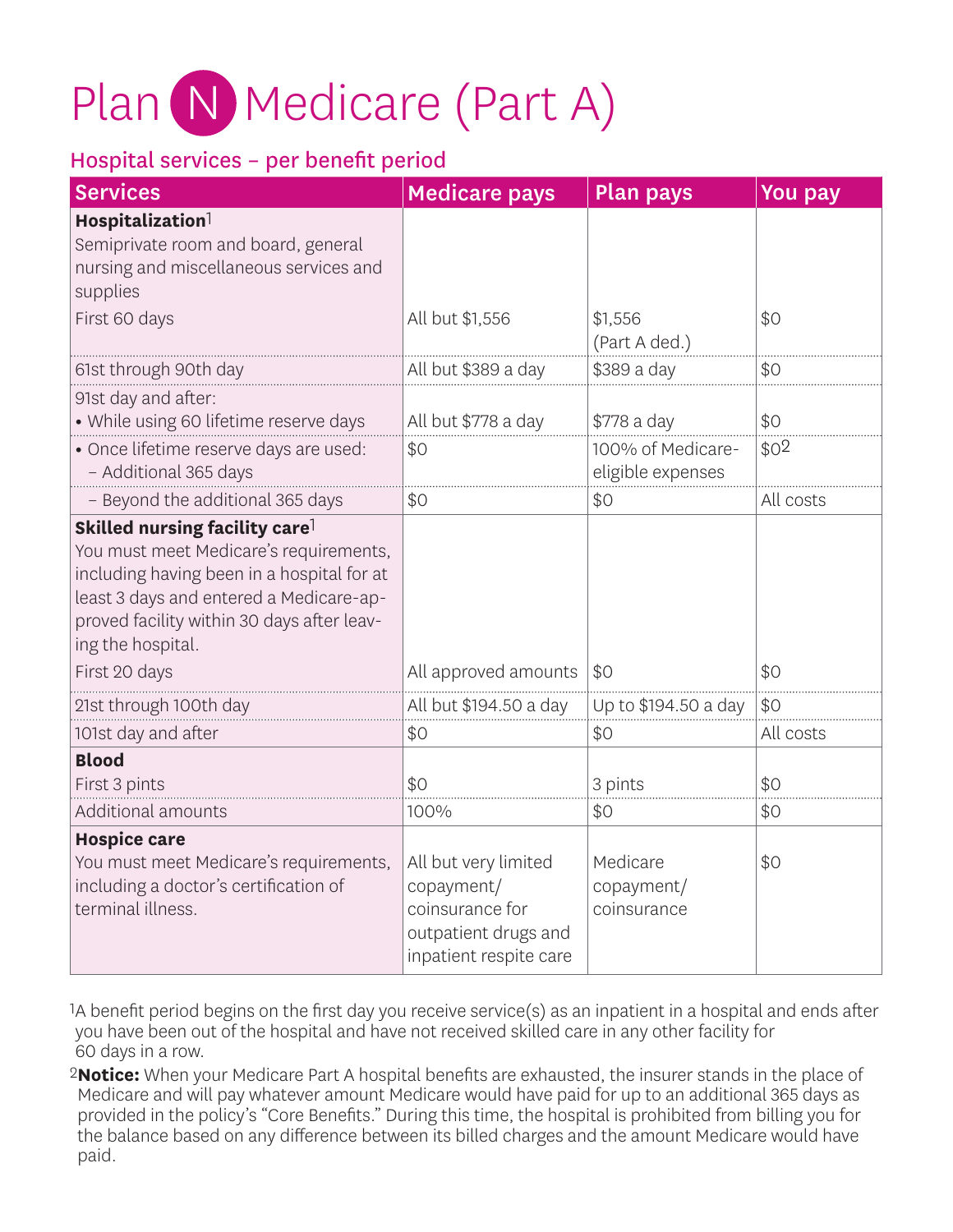# Plan N Medicare (Part A)

## Hospital services – per benefit period

| Services | Medicare pays | Plan pays | You pay |
| --- | --- | --- | --- |
| **Hospitalization**[1]<br>Semiprivate room and board, general nursing and miscellaneous services and supplies | | | |
| First 60 days | All but $1,556 | $1,556<br>(Part A ded.) | $0 |
| 61st through 90th day | All but $389 a day | $389 a day | $0 |
| 91st day and after:<br>• While using 60 lifetime reserve days | All but $778 a day | $778 a day | $0 |
| • Once lifetime reserve days are used:<br>– Additional 365 days | $0 | 100% of Medicare-eligible expenses | $0[2] |
| – Beyond the additional 365 days | $0 | $0 | All costs |
| **Skilled nursing facility care**[1]<br>You must meet Medicare's requirements, including having been in a hospital for at least 3 days and entered a Medicare-approved facility within 30 days after leaving the hospital. | | | |
| First 20 days | All approved amounts | $0 | $0 |
| 21st through 100th day | All but $194.50 a day | Up to $194.50 a day | $0 |
| 101st day and after | $0 | $0 | All costs |
| **Blood** | | | |
| First 3 pints | $0 | 3 pints | $0 |
| Additional amounts | 100% | $0 | $0 |
| **Hospice care**<br>You must meet Medicare's requirements, including a doctor's certification of terminal illness. | All but very limited copayment/coinsurance for outpatient drugs and inpatient respite care | Medicare copayment/coinsurance | $0 |

[1] A benefit period begins on the first day you receive service(s) as an inpatient in a hospital and ends after you have been out of the hospital and have not received skilled care in any other facility for 60 days in a row.

[2] **Notice:** When your Medicare Part A hospital benefits are exhausted, the insurer stands in the place of Medicare and will pay whatever amount Medicare would have paid for up to an additional 365 days as provided in the policy's "Core Benefits." During this time, the hospital is prohibited from billing you for the balance based on any difference between its billed charges and the amount Medicare would have paid.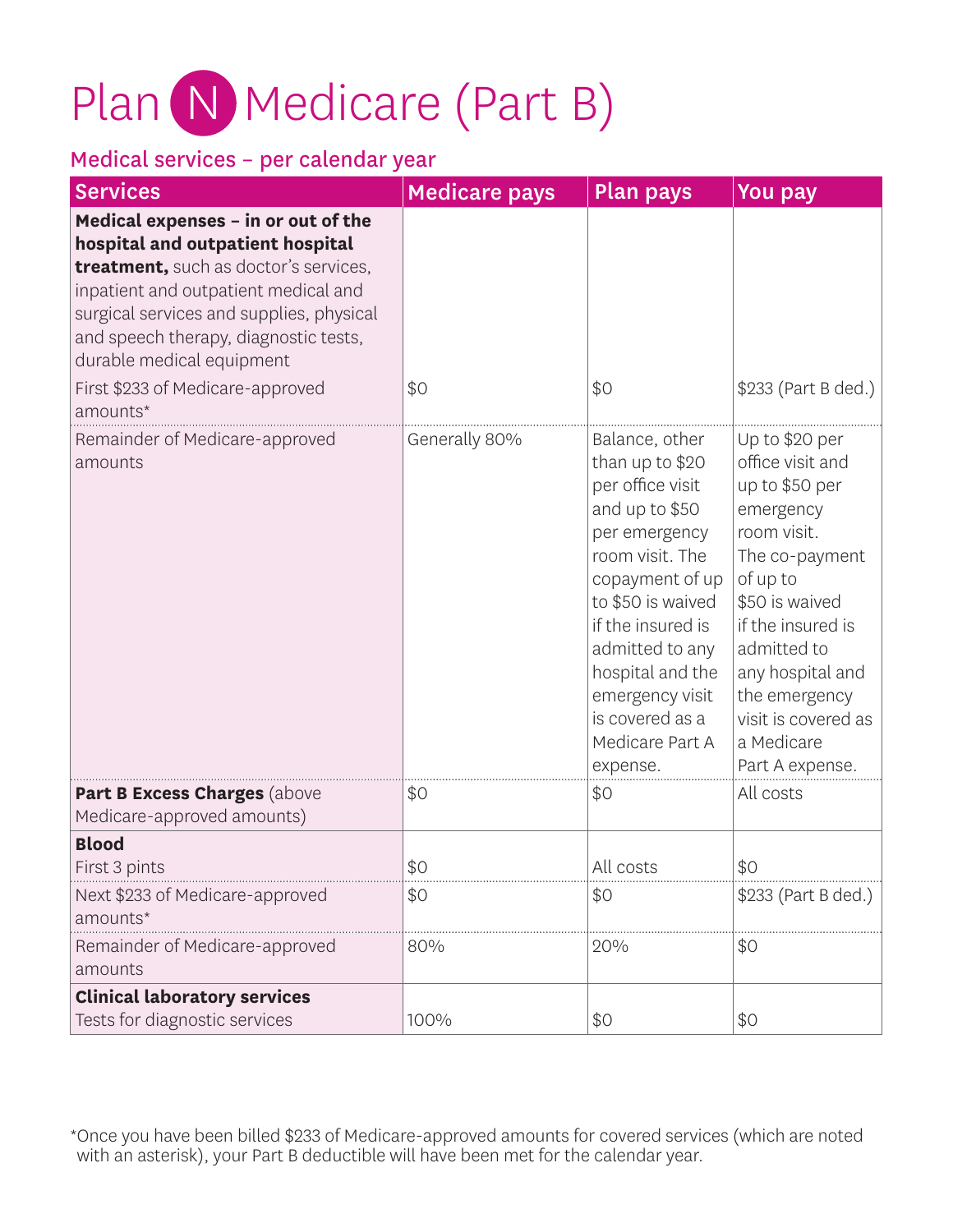# Plan N Medicare (Part B)

## Medical services – per calendar year

| Services | Medicare pays | Plan pays | You pay |
|---|---|---|---|
| **Medical expenses – in or out of the hospital and outpatient hospital treatment,** such as doctor's services, inpatient and outpatient medical and surgical services and supplies, physical and speech therapy, diagnostic tests, durable medical equipment | | | |
| First $233 of Medicare-approved amounts* | $0 | $0 | $233 (Part B ded.) |
| Remainder of Medicare-approved amounts | Generally 80% | Balance, other than up to $20 per office visit and up to $50 per emergency room visit. The copayment of up to $50 is waived if the insured is admitted to any hospital and the emergency visit is covered as a Medicare Part A expense. | Up to $20 per office visit and up to $50 per emergency room visit. The co-payment of up to $50 is waived if the insured is admitted to any hospital and the emergency visit is covered as a Medicare Part A expense. |
| **Part B Excess Charges** (above Medicare-approved amounts) | $0 | $0 | All costs |
| **Blood** | | | |
| First 3 pints | $0 | All costs | $0 |
| Next $233 of Medicare-approved amounts* | $0 | $0 | $233 (Part B ded.) |
| Remainder of Medicare-approved amounts | 80% | 20% | $0 |
| **Clinical laboratory services** | | | |
| Tests for diagnostic services | 100% | $0 | $0 |

*Once you have been billed $233 of Medicare-approved amounts for covered services (which are noted with an asterisk), your Part B deductible will have been met for the calendar year.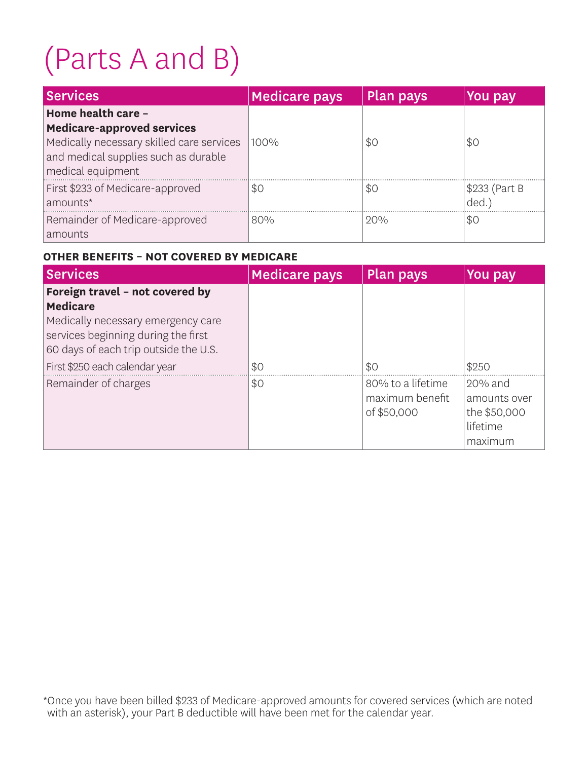# (Parts A and B)

| Services | Medicare pays | Plan pays | You pay |
|---|---|---|---|
| **Home health care – Medicare-approved services** Medically necessary skilled care services and medical supplies such as durable medical equipment | 100% | $0 | $0 |
| First $233 of Medicare-approved amounts* | $0 | $0 | $233 (Part B ded.) |
| Remainder of Medicare-approved amounts | 80% | 20% | $0 |

**OTHER BENEFITS – NOT COVERED BY MEDICARE**

| Services | Medicare pays | Plan pays | You pay |
|---|---|---|---|
| **Foreign travel – not covered by Medicare** Medically necessary emergency care services beginning during the first 60 days of each trip outside the U.S. | | | |
| First $250 each calendar year | $0 | $0 | $250 |
| Remainder of charges | $0 | 80% to a lifetime maximum benefit of $50,000 | 20% and amounts over the $50,000 lifetime maximum |

*Once you have been billed $233 of Medicare-approved amounts for covered services (which are noted with an asterisk), your Part B deductible will have been met for the calendar year.